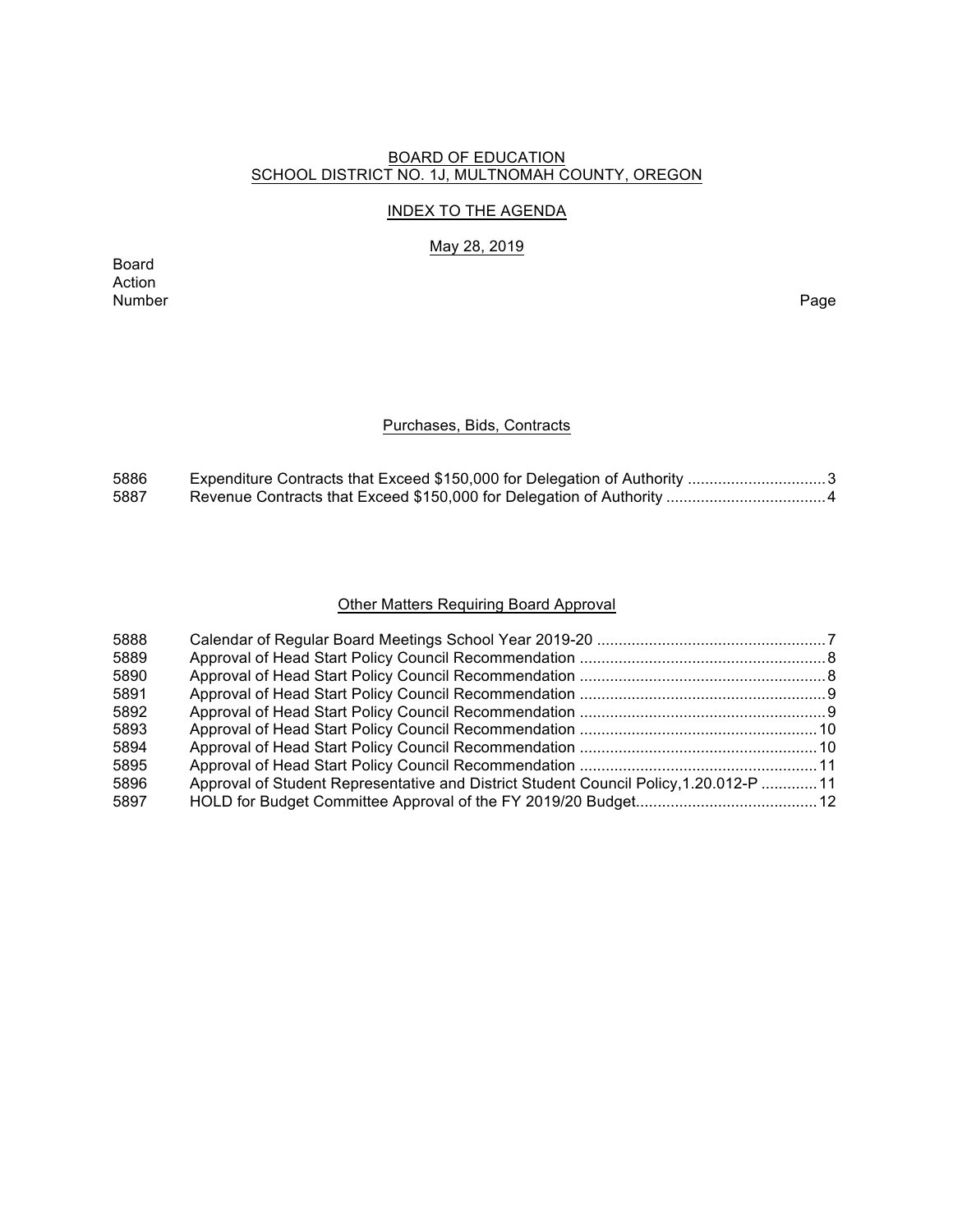BOARD OF EDUCATION
SCHOOL DISTRICT NO. 1J, MULTNOMAH COUNTY, OREGON

INDEX TO THE AGENDA

May 28, 2019

| Board Action Number | | Page |
|---|---|---|

## Purchases, Bids, Contracts

| | | |
|---|---|---|
| 5886 | Expenditure Contracts that Exceed $150,000 for Delegation of Authority | 3 |
| 5887 | Revenue Contracts that Exceed $150,000 for Delegation of Authority | 4 |

## Other Matters Requiring Board Approval

| | | |
|---|---|---|
| 5888 | Calendar of Regular Board Meetings School Year 2019-20 | 7 |
| 5889 | Approval of Head Start Policy Council Recommendation | 8 |
| 5890 | Approval of Head Start Policy Council Recommendation | 8 |
| 5891 | Approval of Head Start Policy Council Recommendation | 9 |
| 5892 | Approval of Head Start Policy Council Recommendation | 9 |
| 5893 | Approval of Head Start Policy Council Recommendation | 10 |
| 5894 | Approval of Head Start Policy Council Recommendation | 10 |
| 5895 | Approval of Head Start Policy Council Recommendation | 11 |
| 5896 | Approval of Student Representative and District Student Council Policy,1.20.012-P | 11 |
| 5897 | HOLD for Budget Committee Approval of the FY 2019/20 Budget | 12 |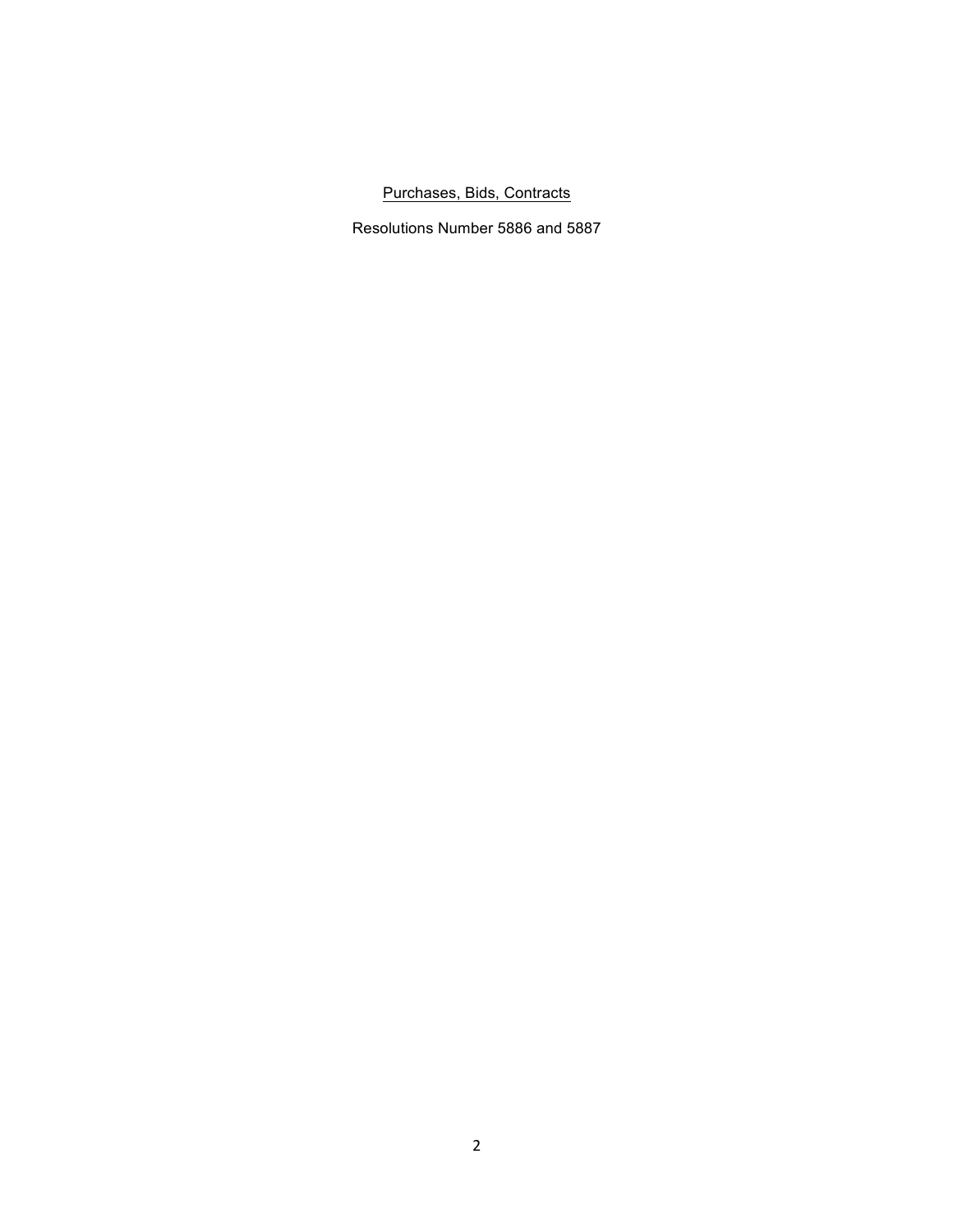<u>Purchases, Bids, Contracts</u>

Resolutions Number 5886 and 5887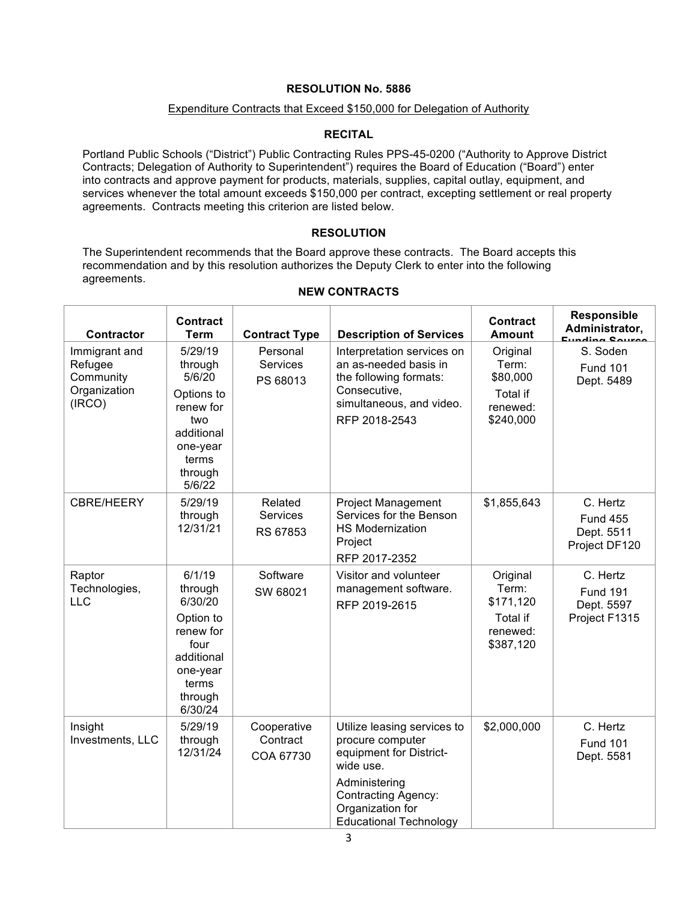**RESOLUTION No. 5886**

Expenditure Contracts that Exceed $150,000 for Delegation of Authority

**RECITAL**

Portland Public Schools ("District") Public Contracting Rules PPS-45-0200 ("Authority to Approve District Contracts; Delegation of Authority to Superintendent") requires the Board of Education ("Board") enter into contracts and approve payment for products, materials, supplies, capital outlay, equipment, and services whenever the total amount exceeds $150,000 per contract, excepting settlement or real property agreements. Contracts meeting this criterion are listed below.

**RESOLUTION**

The Superintendent recommends that the Board approve these contracts. The Board accepts this recommendation and by this resolution authorizes the Deputy Clerk to enter into the following agreements.

**NEW CONTRACTS**

| Contractor | Contract Term | Contract Type | Description of Services | Contract Amount | Responsible Administrator, Funding Source |
|---|---|---|---|---|---|
| Immigrant and Refugee Community Organization (IRCO) | 5/29/19 through 5/6/20<br>Options to renew for two additional one-year terms through 5/6/22 | Personal Services<br>PS 68013 | Interpretation services on an as-needed basis in the following formats: Consecutive, simultaneous, and video.<br>RFP 2018-2543 | Original Term: $80,000<br>Total if renewed: $240,000 | S. Soden<br>Fund 101<br>Dept. 5489 |
| CBRE/HEERY | 5/29/19 through 12/31/21 | Related Services<br>RS 67853 | Project Management Services for the Benson HS Modernization Project<br>RFP 2017-2352 | $1,855,643 | C. Hertz<br>Fund 455<br>Dept. 5511<br>Project DF120 |
| Raptor Technologies, LLC | 6/1/19 through 6/30/20<br>Option to renew for four additional one-year terms through 6/30/24 | Software<br>SW 68021 | Visitor and volunteer management software.<br>RFP 2019-2615 | Original Term: $171,120<br>Total if renewed: $387,120 | C. Hertz<br>Fund 191<br>Dept. 5597<br>Project F1315 |
| Insight Investments, LLC | 5/29/19 through 12/31/24 | Cooperative Contract<br>COA 67730 | Utilize leasing services to procure computer equipment for District-wide use.<br>Administering Contracting Agency: Organization for Educational Technology | $2,000,000 | C. Hertz<br>Fund 101<br>Dept. 5581 |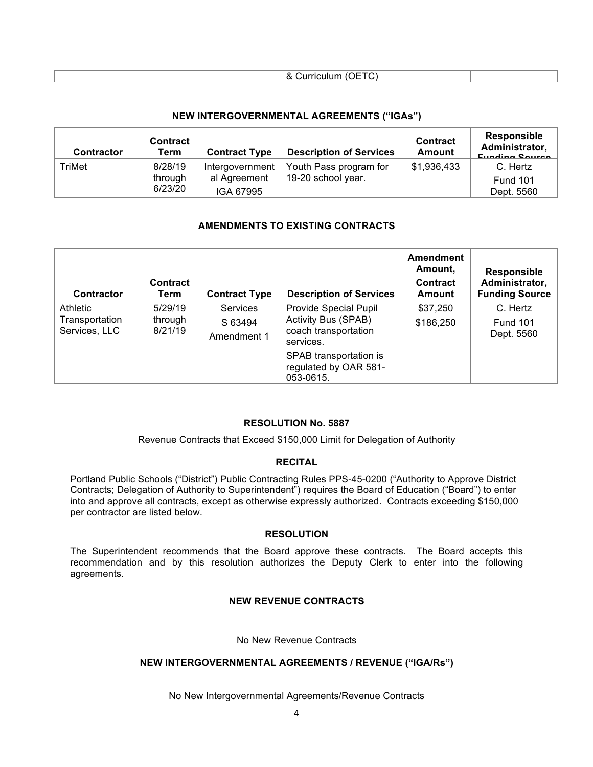| | | | | | |
|---|---|---|---|---|---|
| | | | & Curriculum (OETC) | | |

**NEW INTERGOVERNMENTAL AGREEMENTS ("IGAs")**

| Contractor | Contract Term | Contract Type | Description of Services | Contract Amount | Responsible Administrator, Funding Source |
|---|---|---|---|---|---|
| TriMet | 8/28/19 through 6/23/20 | Intergovernmental Agreement IGA 67995 | Youth Pass program for 19-20 school year. | $1,936,433 | C. Hertz Fund 101 Dept. 5560 |

**AMENDMENTS TO EXISTING CONTRACTS**

| Contractor | Contract Term | Contract Type | Description of Services | Amendment Amount, Contract Amount | Responsible Administrator, Funding Source |
|---|---|---|---|---|---|
| Athletic Transportation Services, LLC | 5/29/19 through 8/21/19 | Services S 63494 Amendment 1 | Provide Special Pupil Activity Bus (SPAB) coach transportation services. SPAB transportation is regulated by OAR 581-053-0615. | $37,250 $186,250 | C. Hertz Fund 101 Dept. 5560 |

**RESOLUTION No. 5887**

Revenue Contracts that Exceed $150,000 Limit for Delegation of Authority

**RECITAL**

Portland Public Schools ("District") Public Contracting Rules PPS-45-0200 ("Authority to Approve District Contracts; Delegation of Authority to Superintendent") requires the Board of Education ("Board") to enter into and approve all contracts, except as otherwise expressly authorized. Contracts exceeding $150,000 per contractor are listed below.

**RESOLUTION**

The Superintendent recommends that the Board approve these contracts. The Board accepts this recommendation and by this resolution authorizes the Deputy Clerk to enter into the following agreements.

**NEW REVENUE CONTRACTS**

No New Revenue Contracts

**NEW INTERGOVERNMENTAL AGREEMENTS / REVENUE ("IGA/Rs")**

No New Intergovernmental Agreements/Revenue Contracts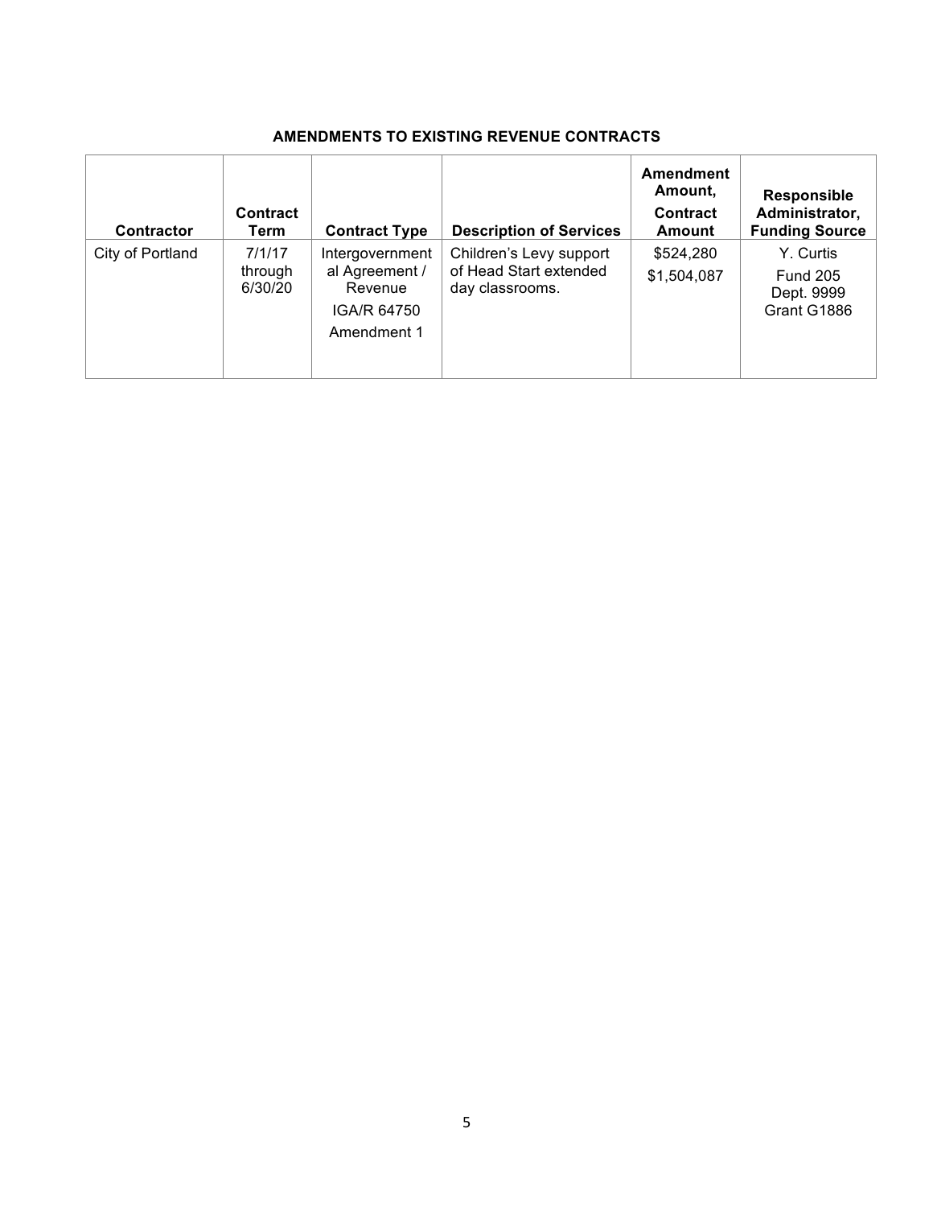**AMENDMENTS TO EXISTING REVENUE CONTRACTS**

| Contractor | Contract Term | Contract Type | Description of Services | Amendment Amount, Contract Amount | Responsible Administrator, Funding Source |
|---|---|---|---|---|---|
| City of Portland | 7/1/17 through 6/30/20 | Intergovernmental Agreement / Revenue<br>IGA/R 64750<br>Amendment 1 | Children's Levy support of Head Start extended day classrooms. | $524,280<br>$1,504,087 | Y. Curtis<br>Fund 205<br>Dept. 9999<br>Grant G1886 |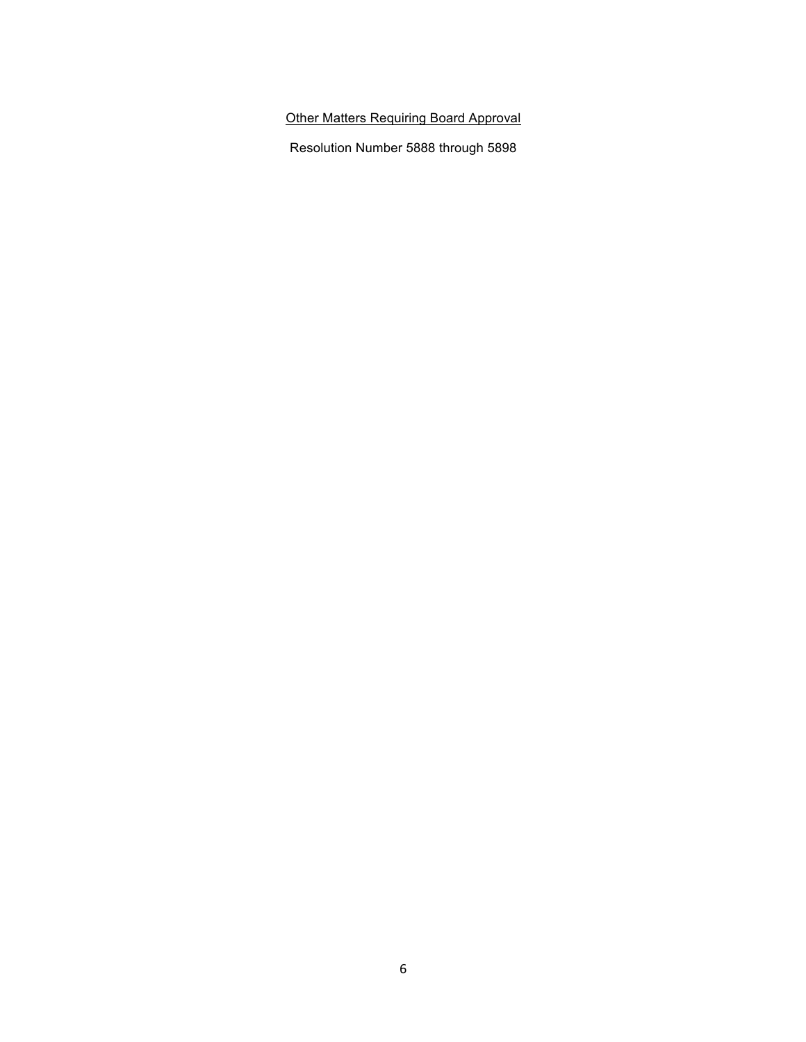Other Matters Requiring Board Approval

Resolution Number 5888 through 5898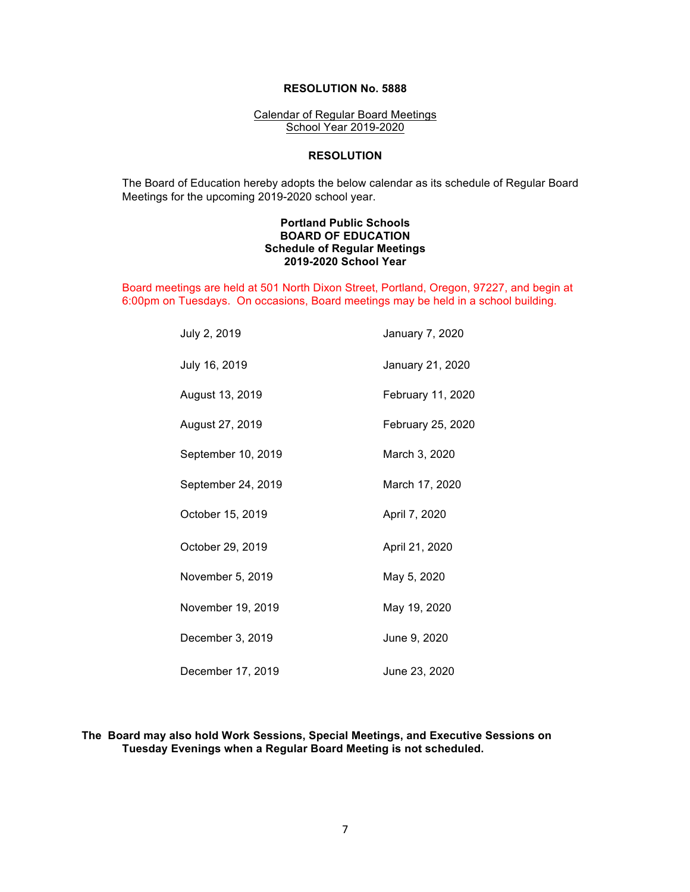**RESOLUTION No. 5888**

Calendar of Regular Board Meetings
School Year 2019-2020

**RESOLUTION**

The Board of Education hereby adopts the below calendar as its schedule of Regular Board Meetings for the upcoming 2019-2020 school year.

**Portland Public Schools**
**BOARD OF EDUCATION**
**Schedule of Regular Meetings**
**2019-2020 School Year**

Board meetings are held at 501 North Dixon Street, Portland, Oregon, 97227, and begin at 6:00pm on Tuesdays. On occasions, Board meetings may be held in a school building.

| | |
|---|---|
| July 2, 2019 | January 7, 2020 |
| July 16, 2019 | January 21, 2020 |
| August 13, 2019 | February 11, 2020 |
| August 27, 2019 | February 25, 2020 |
| September 10, 2019 | March 3, 2020 |
| September 24, 2019 | March 17, 2020 |
| October 15, 2019 | April 7, 2020 |
| October 29, 2019 | April 21, 2020 |
| November 5, 2019 | May 5, 2020 |
| November 19, 2019 | May 19, 2020 |
| December 3, 2019 | June 9, 2020 |
| December 17, 2019 | June 23, 2020 |

**The Board may also hold Work Sessions, Special Meetings, and Executive Sessions on Tuesday Evenings when a Regular Board Meeting is not scheduled.**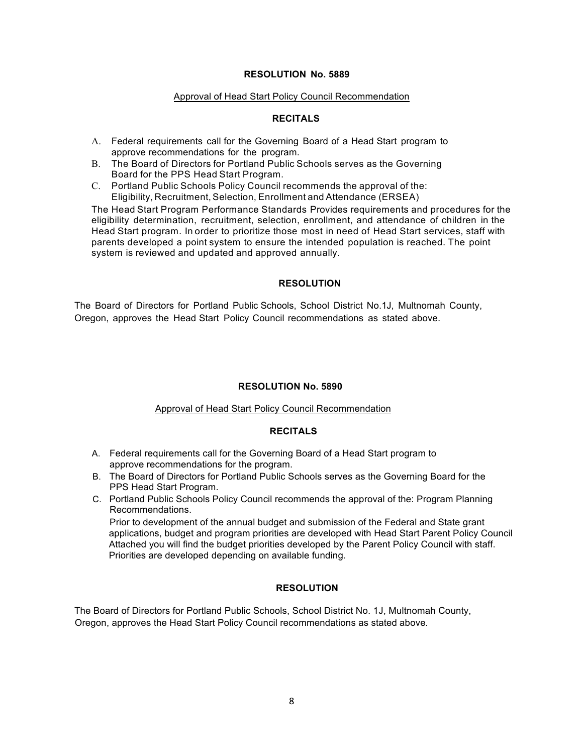**RESOLUTION No. 5889**

Approval of Head Start Policy Council Recommendation

**RECITALS**

A. Federal requirements call for the Governing Board of a Head Start program to approve recommendations for the program.
B. The Board of Directors for Portland Public Schools serves as the Governing Board for the PPS Head Start Program.
C. Portland Public Schools Policy Council recommends the approval of the: Eligibility, Recruitment, Selection, Enrollment and Attendance (ERSEA)

The Head Start Program Performance Standards Provides requirements and procedures for the eligibility determination, recruitment, selection, enrollment, and attendance of children in the Head Start program. In order to prioritize those most in need of Head Start services, staff with parents developed a point system to ensure the intended population is reached. The point system is reviewed and updated and approved annually.

**RESOLUTION**

The Board of Directors for Portland Public Schools, School District No.1J, Multnomah County, Oregon, approves the Head Start Policy Council recommendations as stated above.

**RESOLUTION No. 5890**

Approval of Head Start Policy Council Recommendation

**RECITALS**

A. Federal requirements call for the Governing Board of a Head Start program to approve recommendations for the program.
B. The Board of Directors for Portland Public Schools serves as the Governing Board for the PPS Head Start Program.
C. Portland Public Schools Policy Council recommends the approval of the: Program Planning Recommendations.

Prior to development of the annual budget and submission of the Federal and State grant applications, budget and program priorities are developed with Head Start Parent Policy Council Attached you will find the budget priorities developed by the Parent Policy Council with staff. Priorities are developed depending on available funding.

**RESOLUTION**

The Board of Directors for Portland Public Schools, School District No. 1J, Multnomah County, Oregon, approves the Head Start Policy Council recommendations as stated above.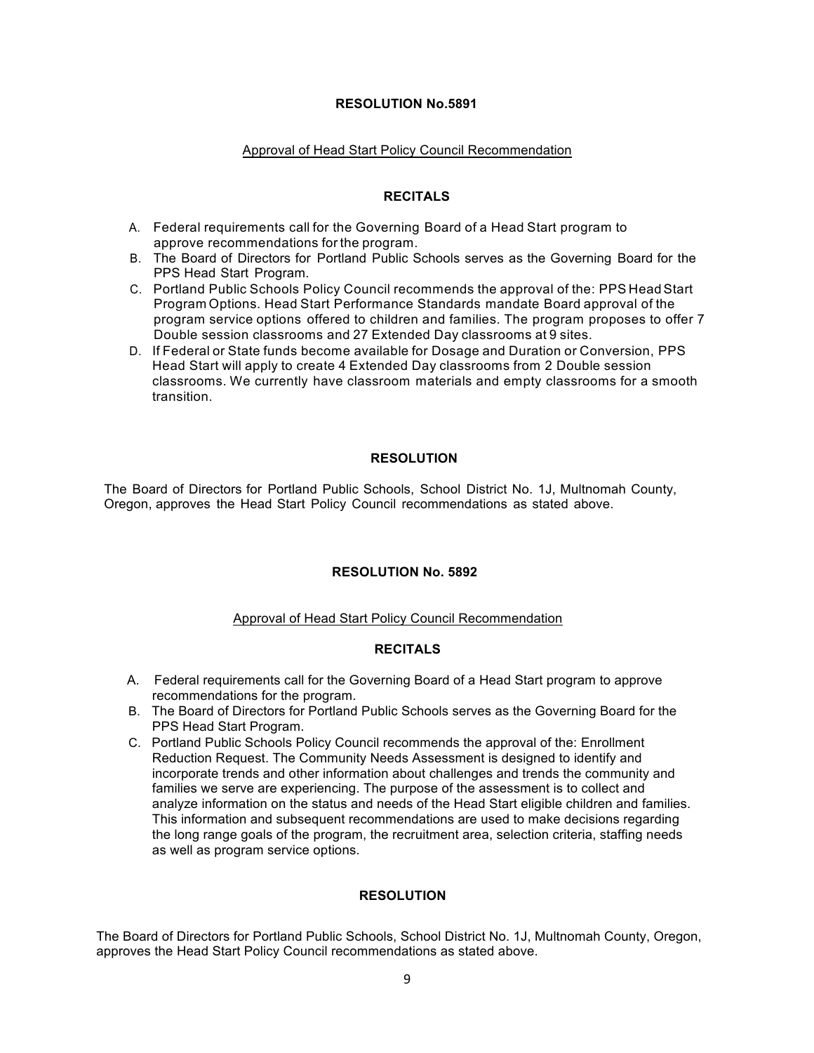**RESOLUTION No.5891**

Approval of Head Start Policy Council Recommendation

**RECITALS**

A. Federal requirements call for the Governing Board of a Head Start program to approve recommendations for the program.
B. The Board of Directors for Portland Public Schools serves as the Governing Board for the PPS Head Start Program.
C. Portland Public Schools Policy Council recommends the approval of the: PPS Head Start Program Options. Head Start Performance Standards mandate Board approval of the program service options offered to children and families. The program proposes to offer 7 Double session classrooms and 27 Extended Day classrooms at 9 sites.
D. If Federal or State funds become available for Dosage and Duration or Conversion, PPS Head Start will apply to create 4 Extended Day classrooms from 2 Double session classrooms. We currently have classroom materials and empty classrooms for a smooth transition.

**RESOLUTION**

The Board of Directors for Portland Public Schools, School District No. 1J, Multnomah County, Oregon, approves the Head Start Policy Council recommendations as stated above.

**RESOLUTION No. 5892**

Approval of Head Start Policy Council Recommendation

**RECITALS**

A. Federal requirements call for the Governing Board of a Head Start program to approve recommendations for the program.
B. The Board of Directors for Portland Public Schools serves as the Governing Board for the PPS Head Start Program.
C. Portland Public Schools Policy Council recommends the approval of the: Enrollment Reduction Request. The Community Needs Assessment is designed to identify and incorporate trends and other information about challenges and trends the community and families we serve are experiencing. The purpose of the assessment is to collect and analyze information on the status and needs of the Head Start eligible children and families. This information and subsequent recommendations are used to make decisions regarding the long range goals of the program, the recruitment area, selection criteria, staffing needs as well as program service options.

**RESOLUTION**

The Board of Directors for Portland Public Schools, School District No. 1J, Multnomah County, Oregon, approves the Head Start Policy Council recommendations as stated above.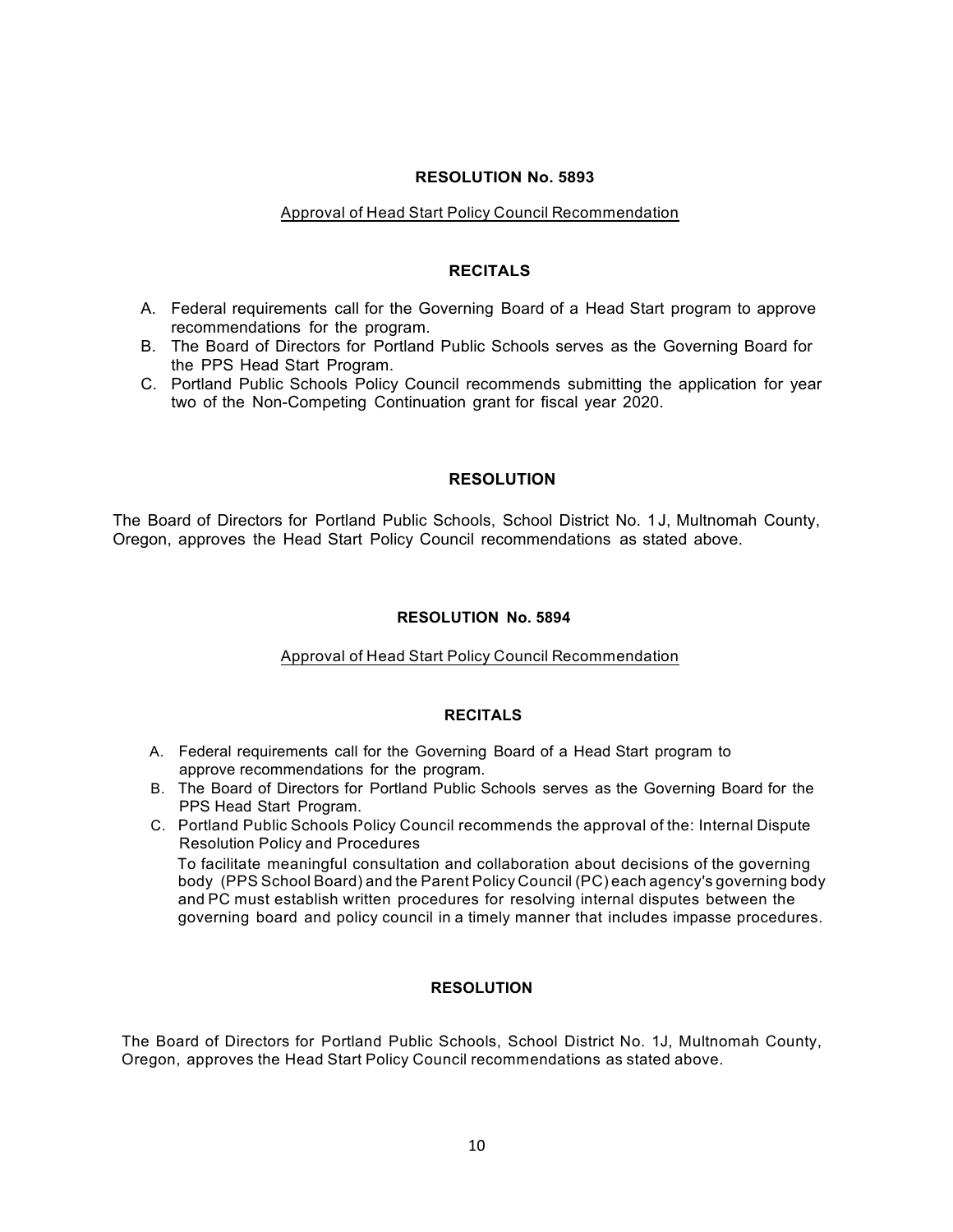**RESOLUTION No. 5893**

Approval of Head Start Policy Council Recommendation

**RECITALS**

A. Federal requirements call for the Governing Board of a Head Start program to approve recommendations for the program.
B. The Board of Directors for Portland Public Schools serves as the Governing Board for the PPS Head Start Program.
C. Portland Public Schools Policy Council recommends submitting the application for year two of the Non-Competing Continuation grant for fiscal year 2020.

**RESOLUTION**

The Board of Directors for Portland Public Schools, School District No. 1J, Multnomah County, Oregon, approves the Head Start Policy Council recommendations as stated above.

**RESOLUTION No. 5894**

Approval of Head Start Policy Council Recommendation

**RECITALS**

A. Federal requirements call for the Governing Board of a Head Start program to approve recommendations for the program.
B. The Board of Directors for Portland Public Schools serves as the Governing Board for the PPS Head Start Program.
C. Portland Public Schools Policy Council recommends the approval of the: Internal Dispute Resolution Policy and Procedures

   To facilitate meaningful consultation and collaboration about decisions of the governing body (PPS School Board) and the Parent Policy Council (PC) each agency's governing body and PC must establish written procedures for resolving internal disputes between the governing board and policy council in a timely manner that includes impasse procedures.

**RESOLUTION**

The Board of Directors for Portland Public Schools, School District No. 1J, Multnomah County, Oregon, approves the Head Start Policy Council recommendations as stated above.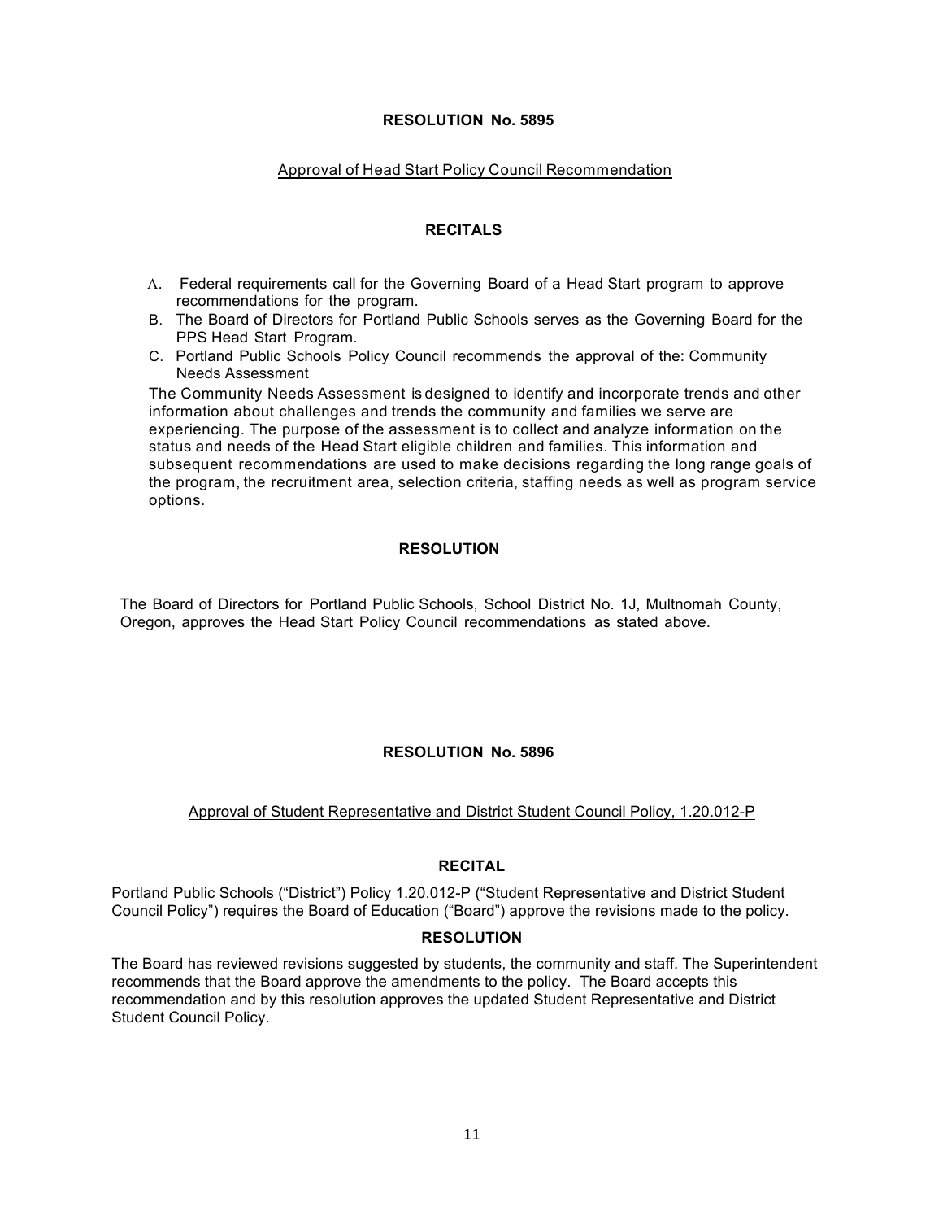## RESOLUTION No. 5895

Approval of Head Start Policy Council Recommendation

### RECITALS

A. Federal requirements call for the Governing Board of a Head Start program to approve recommendations for the program.
B. The Board of Directors for Portland Public Schools serves as the Governing Board for the PPS Head Start Program.
C. Portland Public Schools Policy Council recommends the approval of the: Community Needs Assessment

The Community Needs Assessment is designed to identify and incorporate trends and other information about challenges and trends the community and families we serve are experiencing. The purpose of the assessment is to collect and analyze information on the status and needs of the Head Start eligible children and families. This information and subsequent recommendations are used to make decisions regarding the long range goals of the program, the recruitment area, selection criteria, staffing needs as well as program service options.

### RESOLUTION

The Board of Directors for Portland Public Schools, School District No. 1J, Multnomah County, Oregon, approves the Head Start Policy Council recommendations as stated above.

## RESOLUTION No. 5896

Approval of Student Representative and District Student Council Policy, 1.20.012-P

### RECITAL

Portland Public Schools ("District") Policy 1.20.012-P ("Student Representative and District Student Council Policy") requires the Board of Education ("Board") approve the revisions made to the policy.

### RESOLUTION

The Board has reviewed revisions suggested by students, the community and staff. The Superintendent recommends that the Board approve the amendments to the policy. The Board accepts this recommendation and by this resolution approves the updated Student Representative and District Student Council Policy.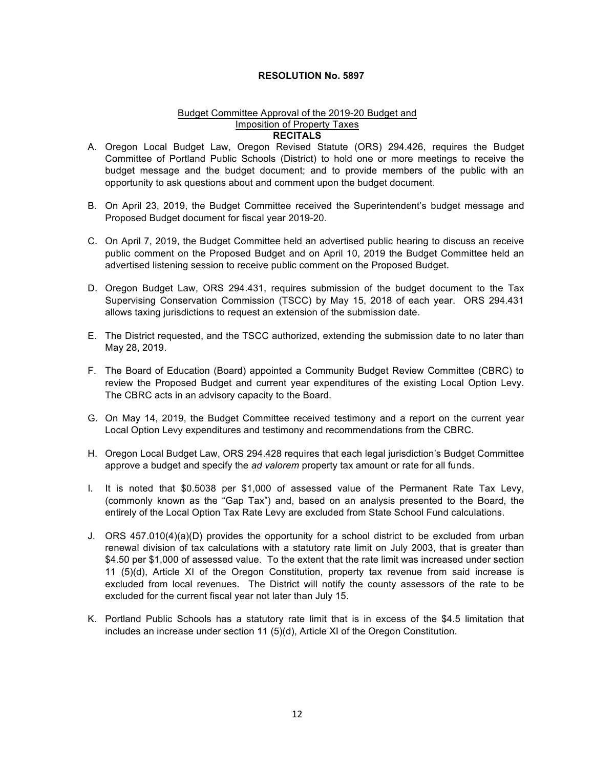**RESOLUTION No. 5897**

Budget Committee Approval of the 2019-20 Budget and Imposition of Property Taxes

**RECITALS**

A. Oregon Local Budget Law, Oregon Revised Statute (ORS) 294.426, requires the Budget Committee of Portland Public Schools (District) to hold one or more meetings to receive the budget message and the budget document; and to provide members of the public with an opportunity to ask questions about and comment upon the budget document.

B. On April 23, 2019, the Budget Committee received the Superintendent's budget message and Proposed Budget document for fiscal year 2019-20.

C. On April 7, 2019, the Budget Committee held an advertised public hearing to discuss an receive public comment on the Proposed Budget and on April 10, 2019 the Budget Committee held an advertised listening session to receive public comment on the Proposed Budget.

D. Oregon Budget Law, ORS 294.431, requires submission of the budget document to the Tax Supervising Conservation Commission (TSCC) by May 15, 2018 of each year. ORS 294.431 allows taxing jurisdictions to request an extension of the submission date.

E. The District requested, and the TSCC authorized, extending the submission date to no later than May 28, 2019.

F. The Board of Education (Board) appointed a Community Budget Review Committee (CBRC) to review the Proposed Budget and current year expenditures of the existing Local Option Levy. The CBRC acts in an advisory capacity to the Board.

G. On May 14, 2019, the Budget Committee received testimony and a report on the current year Local Option Levy expenditures and testimony and recommendations from the CBRC.

H. Oregon Local Budget Law, ORS 294.428 requires that each legal jurisdiction's Budget Committee approve a budget and specify the *ad valorem* property tax amount or rate for all funds.

I. It is noted that $0.5038 per $1,000 of assessed value of the Permanent Rate Tax Levy, (commonly known as the "Gap Tax") and, based on an analysis presented to the Board, the entirely of the Local Option Tax Rate Levy are excluded from State School Fund calculations.

J. ORS 457.010(4)(a)(D) provides the opportunity for a school district to be excluded from urban renewal division of tax calculations with a statutory rate limit on July 2003, that is greater than $4.50 per $1,000 of assessed value. To the extent that the rate limit was increased under section 11 (5)(d), Article XI of the Oregon Constitution, property tax revenue from said increase is excluded from local revenues. The District will notify the county assessors of the rate to be excluded for the current fiscal year not later than July 15.

K. Portland Public Schools has a statutory rate limit that is in excess of the $4.5 limitation that includes an increase under section 11 (5)(d), Article XI of the Oregon Constitution.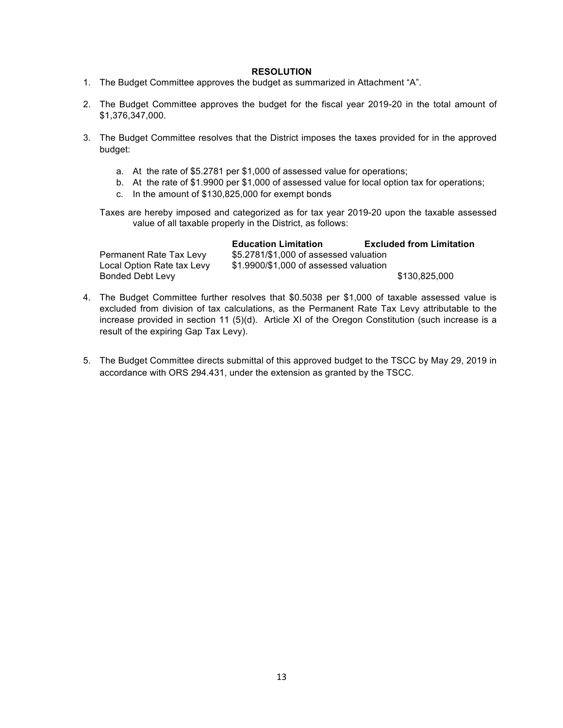**RESOLUTION**

1. The Budget Committee approves the budget as summarized in Attachment "A".

2. The Budget Committee approves the budget for the fiscal year 2019-20 in the total amount of $1,376,347,000.

3. The Budget Committee resolves that the District imposes the taxes provided for in the approved budget:

   a. At the rate of $5.2781 per $1,000 of assessed value for operations;
   b. At the rate of $1.9900 per $1,000 of assessed value for local option tax for operations;
   c. In the amount of $130,825,000 for exempt bonds

   Taxes are hereby imposed and categorized as for tax year 2019-20 upon the taxable assessed value of all taxable properly in the District, as follows:

| | **Education Limitation** | **Excluded from Limitation** |
|---|---|---|
| Permanent Rate Tax Levy | $5.2781/$1,000 of assessed valuation | |
| Local Option Rate tax Levy | $1.9900/$1,000 of assessed valuation | |
| Bonded Debt Levy | | $130,825,000 |

4. The Budget Committee further resolves that $0.5038 per $1,000 of taxable assessed value is excluded from division of tax calculations, as the Permanent Rate Tax Levy attributable to the increase provided in section 11 (5)(d). Article XI of the Oregon Constitution (such increase is a result of the expiring Gap Tax Levy).

5. The Budget Committee directs submittal of this approved budget to the TSCC by May 29, 2019 in accordance with ORS 294.431, under the extension as granted by the TSCC.